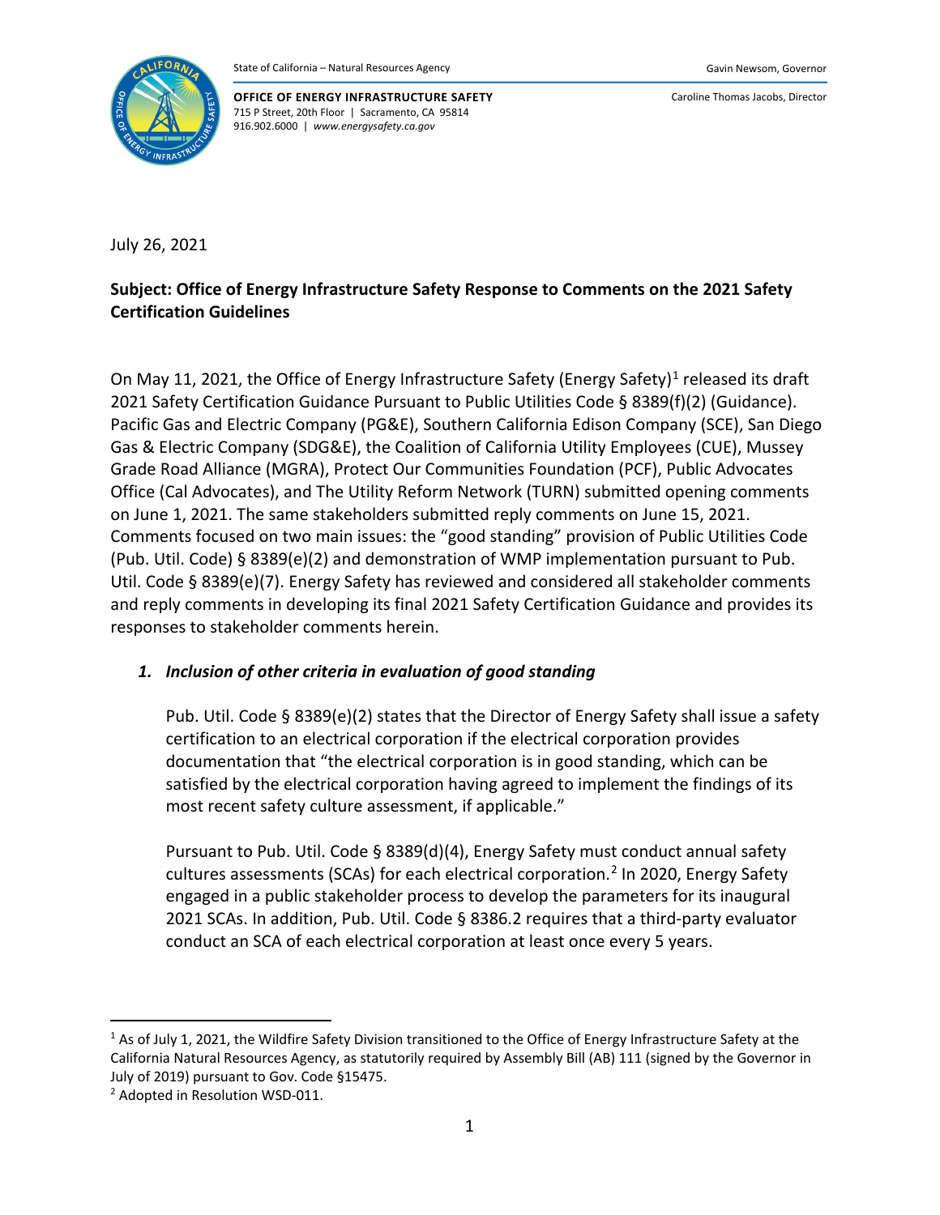State of California – Natural Resources Agency

Gavin Newsom, Governor

**OFFICE OF ENERGY INFRASTRUCTURE SAFETY**
715 P Street, 20th Floor | Sacramento, CA 95814
916.902.6000 | *www.energysafety.ca.gov*

Caroline Thomas Jacobs, Director

July 26, 2021

**Subject: Office of Energy Infrastructure Safety Response to Comments on the 2021 Safety Certification Guidelines**

On May 11, 2021, the Office of Energy Infrastructure Safety (Energy Safety)[1] released its draft 2021 Safety Certification Guidance Pursuant to Public Utilities Code § 8389(f)(2) (Guidance). Pacific Gas and Electric Company (PG&E), Southern California Edison Company (SCE), San Diego Gas & Electric Company (SDG&E), the Coalition of California Utility Employees (CUE), Mussey Grade Road Alliance (MGRA), Protect Our Communities Foundation (PCF), Public Advocates Office (Cal Advocates), and The Utility Reform Network (TURN) submitted opening comments on June 1, 2021. The same stakeholders submitted reply comments on June 15, 2021. Comments focused on two main issues: the "good standing" provision of Public Utilities Code (Pub. Util. Code) § 8389(e)(2) and demonstration of WMP implementation pursuant to Pub. Util. Code § 8389(e)(7). Energy Safety has reviewed and considered all stakeholder comments and reply comments in developing its final 2021 Safety Certification Guidance and provides its responses to stakeholder comments herein.

1. ***Inclusion of other criteria in evaluation of good standing***

   Pub. Util. Code § 8389(e)(2) states that the Director of Energy Safety shall issue a safety certification to an electrical corporation if the electrical corporation provides documentation that "the electrical corporation is in good standing, which can be satisfied by the electrical corporation having agreed to implement the findings of its most recent safety culture assessment, if applicable."

   Pursuant to Pub. Util. Code § 8389(d)(4), Energy Safety must conduct annual safety cultures assessments (SCAs) for each electrical corporation.[2] In 2020, Energy Safety engaged in a public stakeholder process to develop the parameters for its inaugural 2021 SCAs. In addition, Pub. Util. Code § 8386.2 requires that a third-party evaluator conduct an SCA of each electrical corporation at least once every 5 years.

---

[1] As of July 1, 2021, the Wildfire Safety Division transitioned to the Office of Energy Infrastructure Safety at the California Natural Resources Agency, as statutorily required by Assembly Bill (AB) 111 (signed by the Governor in July of 2019) pursuant to Gov. Code §15475.

[2] Adopted in Resolution WSD-011.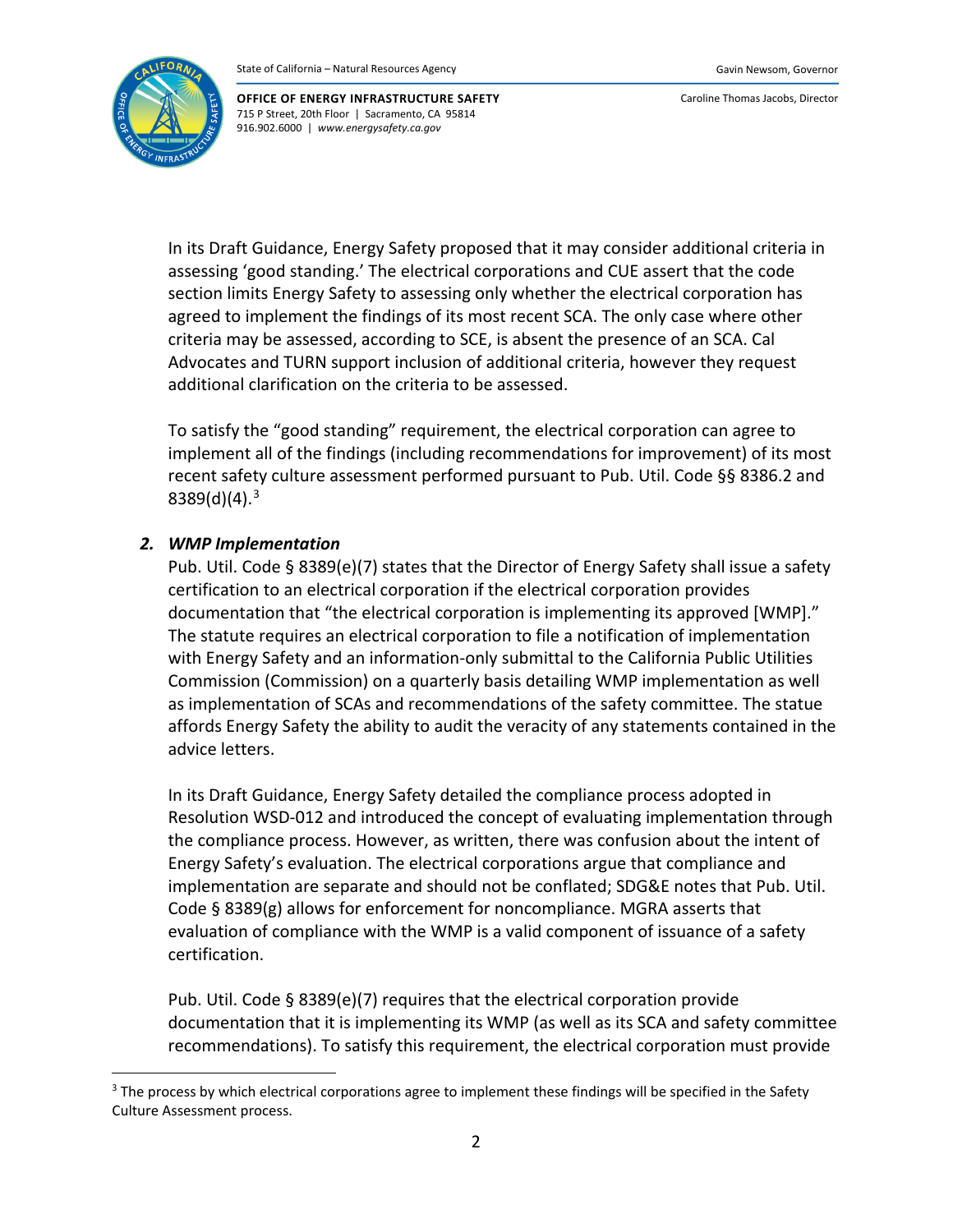In its Draft Guidance, Energy Safety proposed that it may consider additional criteria in assessing 'good standing.' The electrical corporations and CUE assert that the code section limits Energy Safety to assessing only whether the electrical corporation has agreed to implement the findings of its most recent SCA. The only case where other criteria may be assessed, according to SCE, is absent the presence of an SCA. Cal Advocates and TURN support inclusion of additional criteria, however they request additional clarification on the criteria to be assessed.

To satisfy the "good standing" requirement, the electrical corporation can agree to implement all of the findings (including recommendations for improvement) of its most recent safety culture assessment performed pursuant to Pub. Util. Code §§ 8386.2 and 8389(d)(4).[3]

## 2. *WMP Implementation*

Pub. Util. Code § 8389(e)(7) states that the Director of Energy Safety shall issue a safety certification to an electrical corporation if the electrical corporation provides documentation that "the electrical corporation is implementing its approved [WMP]." The statute requires an electrical corporation to file a notification of implementation with Energy Safety and an information-only submittal to the California Public Utilities Commission (Commission) on a quarterly basis detailing WMP implementation as well as implementation of SCAs and recommendations of the safety committee. The statue affords Energy Safety the ability to audit the veracity of any statements contained in the advice letters.

In its Draft Guidance, Energy Safety detailed the compliance process adopted in Resolution WSD-012 and introduced the concept of evaluating implementation through the compliance process. However, as written, there was confusion about the intent of Energy Safety's evaluation. The electrical corporations argue that compliance and implementation are separate and should not be conflated; SDG&E notes that Pub. Util. Code § 8389(g) allows for enforcement for noncompliance. MGRA asserts that evaluation of compliance with the WMP is a valid component of issuance of a safety certification.

Pub. Util. Code § 8389(e)(7) requires that the electrical corporation provide documentation that it is implementing its WMP (as well as its SCA and safety committee recommendations). To satisfy this requirement, the electrical corporation must provide

[3] The process by which electrical corporations agree to implement these findings will be specified in the Safety Culture Assessment process.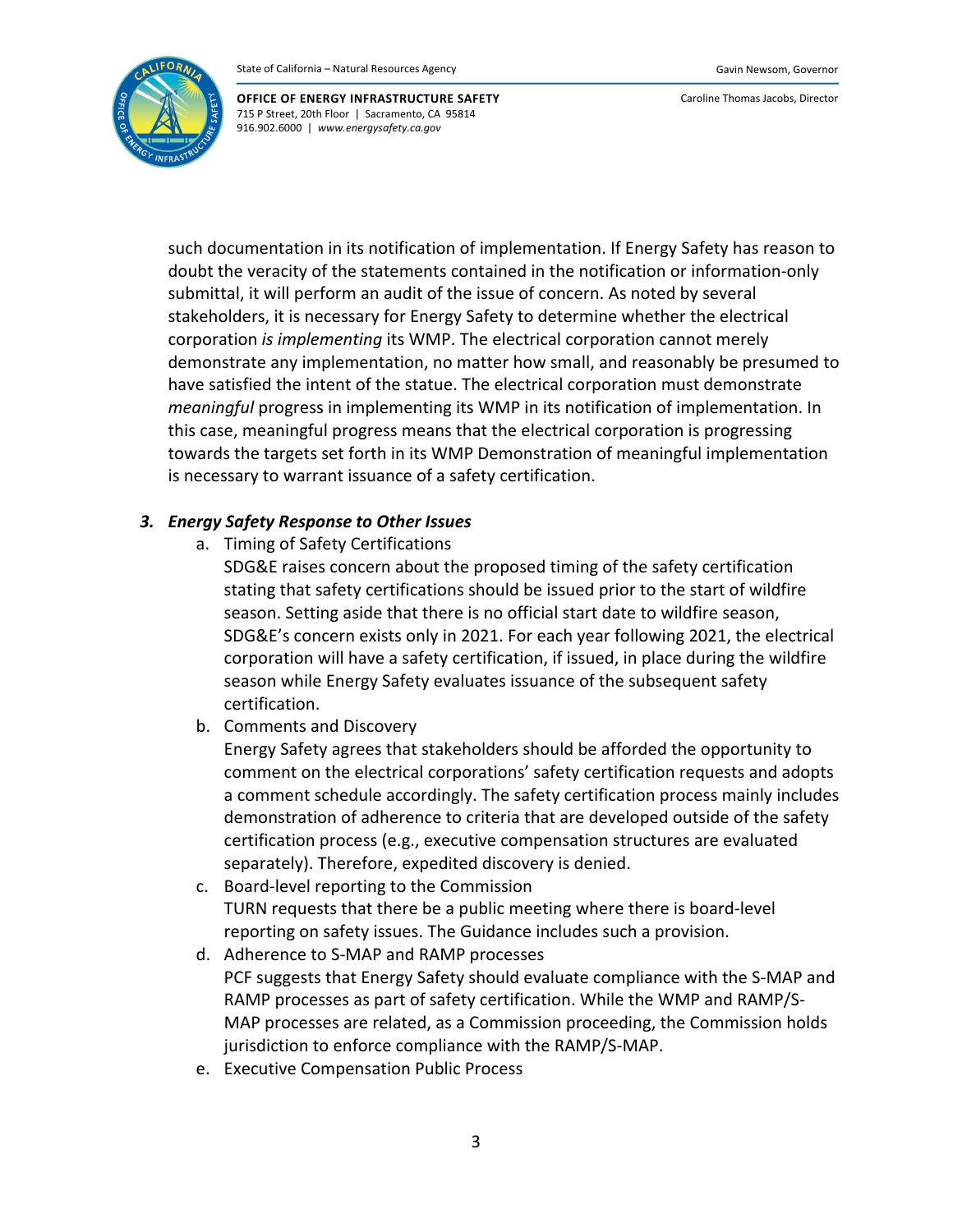such documentation in its notification of implementation. If Energy Safety has reason to doubt the veracity of the statements contained in the notification or information-only submittal, it will perform an audit of the issue of concern. As noted by several stakeholders, it is necessary for Energy Safety to determine whether the electrical corporation *is implementing* its WMP. The electrical corporation cannot merely demonstrate any implementation, no matter how small, and reasonably be presumed to have satisfied the intent of the statue. The electrical corporation must demonstrate *meaningful* progress in implementing its WMP in its notification of implementation. In this case, meaningful progress means that the electrical corporation is progressing towards the targets set forth in its WMP Demonstration of meaningful implementation is necessary to warrant issuance of a safety certification.

### 3. *Energy Safety Response to Other Issues*

a. Timing of Safety Certifications

SDG&E raises concern about the proposed timing of the safety certification stating that safety certifications should be issued prior to the start of wildfire season. Setting aside that there is no official start date to wildfire season, SDG&E's concern exists only in 2021. For each year following 2021, the electrical corporation will have a safety certification, if issued, in place during the wildfire season while Energy Safety evaluates issuance of the subsequent safety certification.

b. Comments and Discovery

Energy Safety agrees that stakeholders should be afforded the opportunity to comment on the electrical corporations' safety certification requests and adopts a comment schedule accordingly. The safety certification process mainly includes demonstration of adherence to criteria that are developed outside of the safety certification process (e.g., executive compensation structures are evaluated separately). Therefore, expedited discovery is denied.

c. Board-level reporting to the Commission

TURN requests that there be a public meeting where there is board-level reporting on safety issues. The Guidance includes such a provision.

d. Adherence to S-MAP and RAMP processes

PCF suggests that Energy Safety should evaluate compliance with the S-MAP and RAMP processes as part of safety certification. While the WMP and RAMP/S-MAP processes are related, as a Commission proceeding, the Commission holds jurisdiction to enforce compliance with the RAMP/S-MAP.

e. Executive Compensation Public Process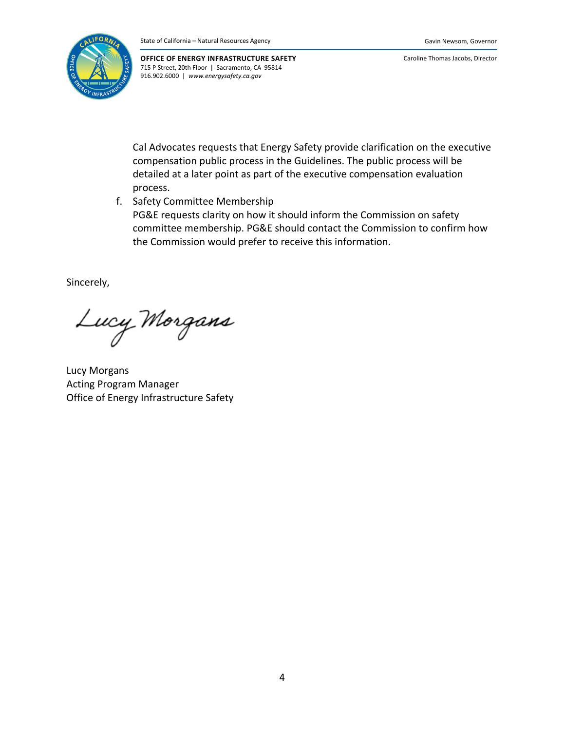Cal Advocates requests that Energy Safety provide clarification on the executive compensation public process in the Guidelines. The public process will be detailed at a later point as part of the executive compensation evaluation process.

f. Safety Committee Membership
PG&E requests clarity on how it should inform the Commission on safety committee membership. PG&E should contact the Commission to confirm how the Commission would prefer to receive this information.

Sincerely,

Lucy Morgans

Lucy Morgans
Acting Program Manager
Office of Energy Infrastructure Safety